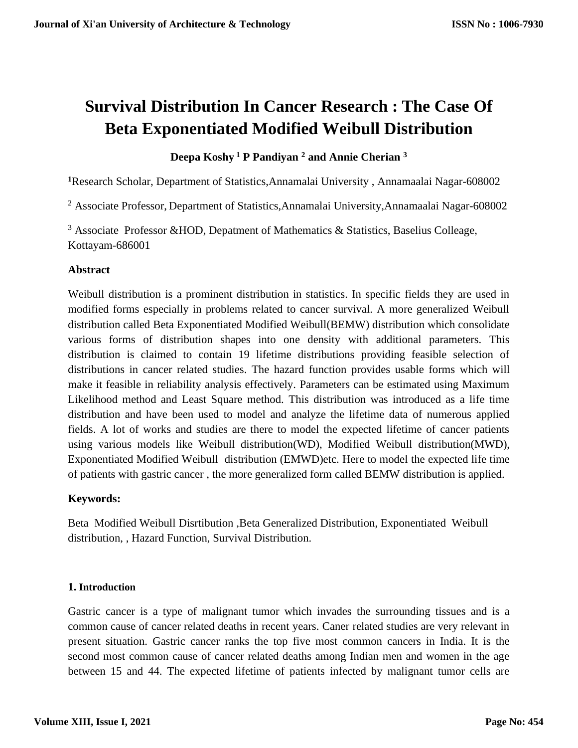# Survival Distribution In Cancer Research : The Case Of Beta Exponentiated Modified Weibull Distribution

**Deepa Koshy [1] P Pandiyan [2] and Annie Cherian [3]**

[1]Research Scholar, Department of Statistics,Annamalai University , Annamaalai Nagar-608002

[2] Associate Professor, Department of Statistics,Annamalai University,Annamaalai Nagar-608002

[3] Associate Professor &HOD, Depatment of Mathematics & Statistics, Baselius Colleage, Kottayam-686001

### Abstract

Weibull distribution is a prominent distribution in statistics. In specific fields they are used in modified forms especially in problems related to cancer survival. A more generalized Weibull distribution called Beta Exponentiated Modified Weibull(BEMW) distribution which consolidate various forms of distribution shapes into one density with additional parameters. This distribution is claimed to contain 19 lifetime distributions providing feasible selection of distributions in cancer related studies. The hazard function provides usable forms which will make it feasible in reliability analysis effectively. Parameters can be estimated using Maximum Likelihood method and Least Square method. This distribution was introduced as a life time distribution and have been used to model and analyze the lifetime data of numerous applied fields. A lot of works and studies are there to model the expected lifetime of cancer patients using various models like Weibull distribution(WD), Modified Weibull distribution(MWD), Exponentiated Modified Weibull distribution (EMWD)etc. Here to model the expected life time of patients with gastric cancer , the more generalized form called BEMW distribution is applied.

### Keywords:

Beta Modified Weibull Disrtibution ,Beta Generalized Distribution, Exponentiated Weibull distribution, , Hazard Function, Survival Distribution.

## 1. Introduction

Gastric cancer is a type of malignant tumor which invades the surrounding tissues and is a common cause of cancer related deaths in recent years. Caner related studies are very relevant in present situation. Gastric cancer ranks the top five most common cancers in India. It is the second most common cause of cancer related deaths among Indian men and women in the age between 15 and 44. The expected lifetime of patients infected by malignant tumor cells are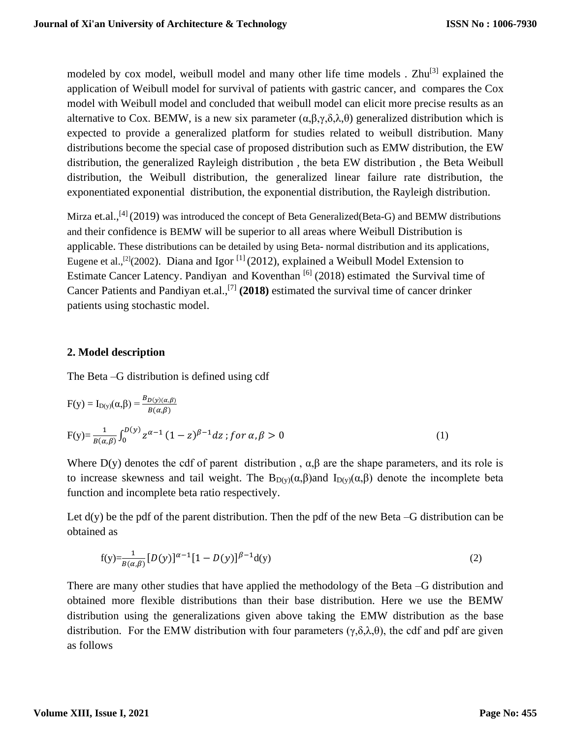modeled by cox model, weibull model and many other life time models . Zhu[3] explained the application of Weibull model for survival of patients with gastric cancer, and compares the Cox model with Weibull model and concluded that weibull model can elicit more precise results as an alternative to Cox. BEMW, is a new six parameter (α,β,γ,δ,λ,θ) generalized distribution which is expected to provide a generalized platform for studies related to weibull distribution. Many distributions become the special case of proposed distribution such as EMW distribution, the EW distribution, the generalized Rayleigh distribution , the beta EW distribution , the Beta Weibull distribution, the Weibull distribution, the generalized linear failure rate distribution, the exponentiated exponential distribution, the exponential distribution, the Rayleigh distribution.

Mirza et.al.,[4] (2019) was introduced the concept of Beta Generalized(Beta-G) and BEMW distributions and their confidence is BEMW will be superior to all areas where Weibull Distribution is applicable. These distributions can be detailed by using Beta- normal distribution and its applications, Eugene et al.,[2](2002). Diana and Igor [1] (2012), explained a Weibull Model Extension to Estimate Cancer Latency. Pandiyan and Koventhan [6] (2018) estimated the Survival time of Cancer Patients and Pandiyan et.al.,[7] **(2018)** estimated the survival time of cancer drinker patients using stochastic model.

## 2. Model description

The Beta –G distribution is defined using cdf

$$F(y) = I_{D(y)}(\alpha,\beta) = \frac{B_{D(y)(\alpha,\beta)}}{B(\alpha,\beta)}$$

$$F(y)=\frac{1}{B(\alpha,\beta)}\int_0^{D(y)} z^{\alpha-1}\,(1-z)^{\beta-1}dz\,;\,for\,\alpha,\beta>0 \tag{1}$$

Where D(y) denotes the cdf of parent distribution , α,β are the shape parameters, and its role is to increase skewness and tail weight. The $B_{D(y)}(\alpha,\beta)$and $I_{D(y)}(\alpha,\beta)$ denote the incomplete beta function and incomplete beta ratio respectively.

Let d(y) be the pdf of the parent distribution. Then the pdf of the new Beta –G distribution can be obtained as

$$f(y)=\frac{1}{B(\alpha,\beta)}[D(y)]^{\alpha-1}[1-D(y)]^{\beta-1}d(y) \tag{2}$$

There are many other studies that have applied the methodology of the Beta –G distribution and obtained more flexible distributions than their base distribution. Here we use the BEMW distribution using the generalizations given above taking the EMW distribution as the base distribution. For the EMW distribution with four parameters (γ,δ,λ,θ), the cdf and pdf are given as follows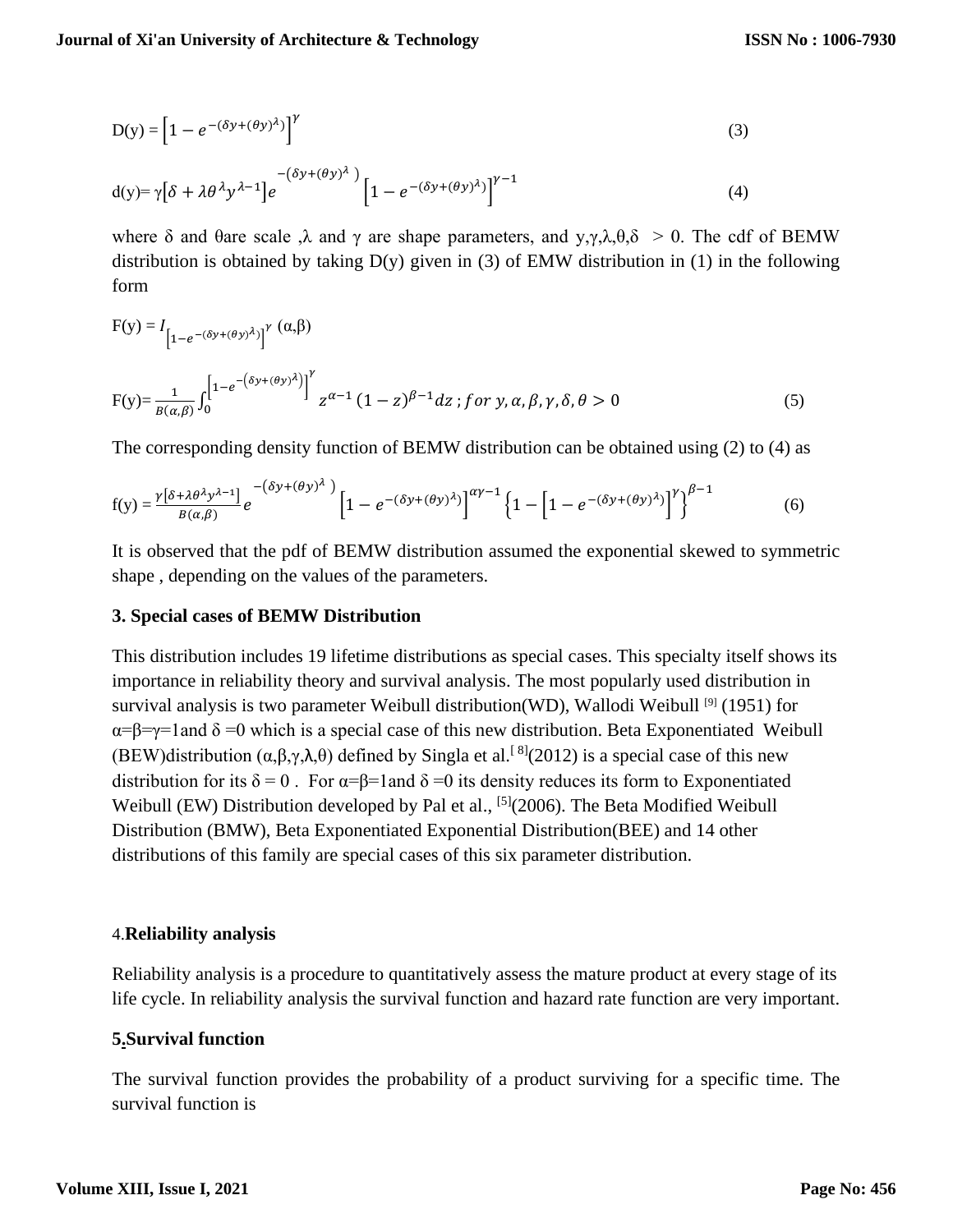$$D(y) = \left[1 - e^{-(\delta y + (\theta y)^{\lambda})}\right]^{\gamma} \tag{3}$$

$$d(y) = \gamma\left[\delta + \lambda\theta^{\lambda} y^{\lambda-1}\right] e^{-\left(\delta y + (\theta y)^{\lambda}\right)} \left[1 - e^{-(\delta y + (\theta y)^{\lambda})}\right]^{\gamma-1} \tag{4}$$

where δ and θare scale ,λ and γ are shape parameters, and y,γ,λ,θ,δ > 0. The cdf of BEMW distribution is obtained by taking D(y) given in (3) of EMW distribution in (1) in the following form

$$F(y) = I_{\left[1-e^{-(\delta y+(\theta y)^{\lambda})}\right]^{\gamma}}(\alpha,\beta)$$

$$F(y) = \frac{1}{B(\alpha,\beta)} \int_0^{\left[1-e^{-\left(\delta y + (\theta y)^{\lambda}\right)}\right]^{\gamma}} z^{\alpha-1}(1-z)^{\beta-1} dz \; ; for\ y, \alpha, \beta, \gamma, \delta, \theta > 0 \tag{5}$$

The corresponding density function of BEMW distribution can be obtained using (2) to (4) as

$$f(y) = \frac{\gamma\left[\delta + \lambda\theta^{\lambda} y^{\lambda-1}\right]}{B(\alpha,\beta)} e^{-\left(\delta y + (\theta y)^{\lambda}\right)} \left[1 - e^{-(\delta y + (\theta y)^{\lambda})}\right]^{\alpha\gamma-1} \left\{1 - \left[1 - e^{-(\delta y + (\theta y)^{\lambda})}\right]^{\gamma}\right\}^{\beta-1} \tag{6}$$

It is observed that the pdf of BEMW distribution assumed the exponential skewed to symmetric shape , depending on the values of the parameters.

## 3. Special cases of BEMW Distribution

This distribution includes 19 lifetime distributions as special cases. This specialty itself shows its importance in reliability theory and survival analysis. The most popularly used distribution in survival analysis is two parameter Weibull distribution(WD), Wallodi Weibull [9] (1951) for α=β=γ=1and δ =0 which is a special case of this new distribution. Beta Exponentiated Weibull (BEW)distribution (α,β,γ,λ,θ) defined by Singla et al.[8](2012) is a special case of this new distribution for its δ = 0 . For α=β=1and δ =0 its density reduces its form to Exponentiated Weibull (EW) Distribution developed by Pal et al., [5](2006). The Beta Modified Weibull Distribution (BMW), Beta Exponentiated Exponential Distribution(BEE) and 14 other distributions of this family are special cases of this six parameter distribution.

## 4.Reliability analysis

Reliability analysis is a procedure to quantitatively assess the mature product at every stage of its life cycle. In reliability analysis the survival function and hazard rate function are very important.

## 5.Survival function

The survival function provides the probability of a product surviving for a specific time. The survival function is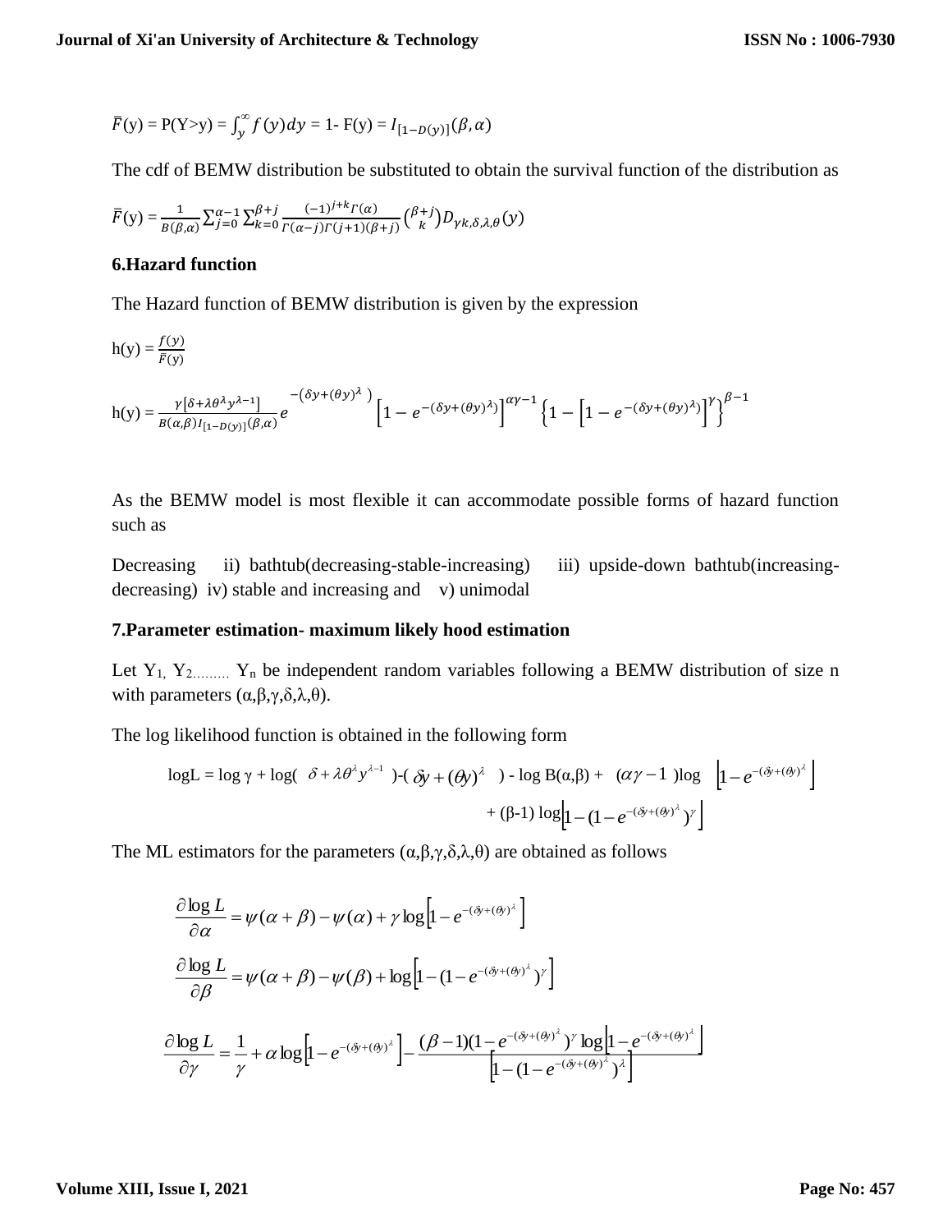$\bar{F}(y) = P(Y>y) = \int_y^{\infty} f(y)dy = 1- F(y) = I_{[1-D(y)]}(\beta,\alpha)$

The cdf of BEMW distribution be substituted to obtain the survival function of the distribution as

$$\bar{F}(y) = \frac{1}{B(\beta,\alpha)}\sum_{j=0}^{\alpha-1}\sum_{k=0}^{\beta+j}\frac{(-1)^{j+k}\Gamma(\alpha)}{\Gamma(\alpha-j)\Gamma(j+1)(\beta+j)}\binom{\beta+j}{k}D_{\gamma k,\delta,\lambda,\theta}(y)$$

## 6.Hazard function

The Hazard function of BEMW distribution is given by the expression

$$h(y) = \frac{f(y)}{\bar{F}(y)}$$

$$h(y) = \frac{\gamma[\delta+\lambda\theta^{\lambda}y^{\lambda-1}]}{B(\alpha,\beta)I_{[1-D(y)]}(\beta,\alpha)}e^{-(\delta y+(\theta y)^{\lambda})}\left[1-e^{-(\delta y+(\theta y)^{\lambda})}\right]^{\alpha\gamma-1}\left\{1-\left[1-e^{-(\delta y+(\theta y)^{\lambda})}\right]^{\gamma}\right\}^{\beta-1}$$

As the BEMW model is most flexible it can accommodate possible forms of hazard function such as

Decreasing ii) bathtub(decreasing-stable-increasing) iii) upside-down bathtub(increasing-decreasing) iv) stable and increasing and v) unimodal

## 7.Parameter estimation- maximum likely hood estimation

Let $Y_1, Y_2 \ldots\ldots\ldots Y_n$ be independent random variables following a BEMW distribution of size n with parameters ($\alpha,\beta,\gamma,\delta,\lambda,\theta$).

The log likelihood function is obtained in the following form

$$\log L = \log\gamma + \log(\delta+\lambda\theta^{\lambda}y^{\lambda-1}) - (\delta y+(\theta y)^{\lambda}) - \log B(\alpha,\beta) + (\alpha\gamma-1)\log\left[1-e^{-(\delta y+(\theta y)^{\lambda})}\right] + (\beta-1)\log\left[1-(1-e^{-(\delta y+(\theta y)^{\lambda})})^{\gamma}\right]$$

The ML estimators for the parameters ($\alpha,\beta,\gamma,\delta,\lambda,\theta$) are obtained as follows

$$\frac{\partial\log L}{\partial\alpha} = \psi(\alpha+\beta)-\psi(\alpha)+\gamma\log\left[1-e^{-(\delta y+(\theta y)^{\lambda})}\right]$$

$$\frac{\partial\log L}{\partial\beta} = \psi(\alpha+\beta)-\psi(\beta)+\log\left[1-(1-e^{-(\delta y+(\theta y)^{\lambda})})^{\gamma}\right]$$

$$\frac{\partial\log L}{\partial\gamma} = \frac{1}{\gamma}+\alpha\log\left[1-e^{-(\delta y+(\theta y)^{\lambda})}\right]-\frac{(\beta-1)(1-e^{-(\delta y+(\theta y)^{\lambda})})^{\gamma}\log\left[1-e^{-(\delta y+(\theta y)^{\lambda})}\right]}{\left[1-(1-e^{-(\delta y+(\theta y)^{\lambda})})^{\lambda}\right]}$$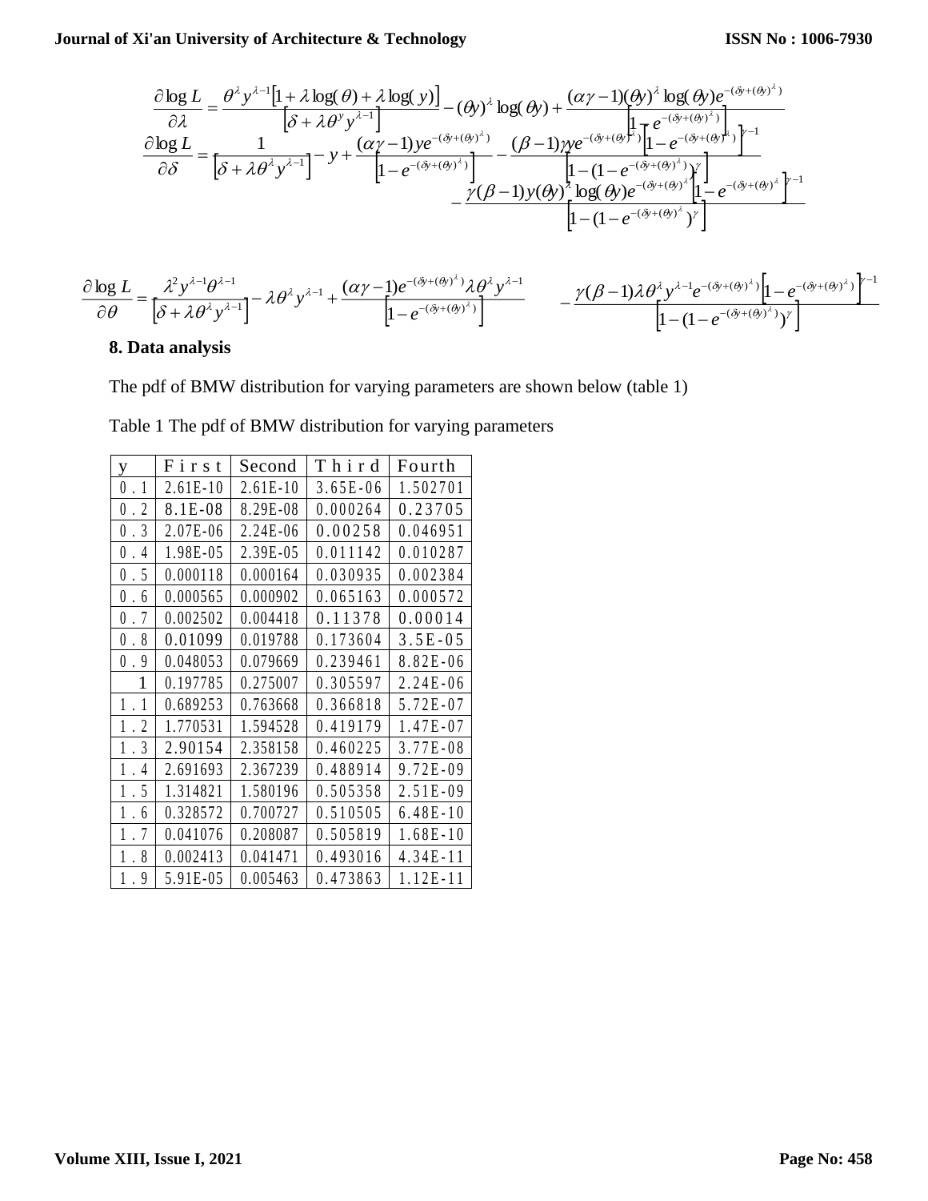$$\frac{\partial \log L}{\partial \lambda} = \frac{\theta^{\lambda} y^{\lambda-1}\left[1+\lambda\log(\theta)+\lambda\log(y)\right]}{\left[\delta+\lambda\theta^{y} y^{\lambda-1}\right]} - (\theta y)^{\lambda}\log(\theta y) + \frac{(\alpha\gamma-1)(\theta y)^{\lambda}\log(\theta y)e^{-(\delta y+(\theta y)^{\lambda})}}{\left[1-e^{-(\delta y+(\theta y)^{\lambda})}\right]}$$

$$\frac{\partial \log L}{\partial \delta} = \frac{1}{\left[\delta+\lambda\theta^{\lambda} y^{\lambda-1}\right]} - y + \frac{(\alpha\gamma-1)ye^{-(\delta y+(\theta y)^{\lambda})}}{\left[1-e^{-(\delta y+(\theta y)^{\lambda})}\right]} - \frac{(\beta-1)\gamma ye^{-(\delta y+(\theta y)^{\lambda})}\left[1-e^{-(\delta y+(\theta y)^{\lambda})}\right]^{\gamma-1}}{\left[1-(1-e^{-(\delta y+(\theta y)^{\lambda})})^{\gamma}\right]}$$

$$-\frac{\gamma(\beta-1)y(\theta y)^{\lambda}\log(\theta y)e^{-(\delta y+(\theta y)^{\lambda})}\left[1-e^{-(\delta y+(\theta y)^{\lambda})}\right]^{\gamma-1}}{\left[1-(1-e^{-(\delta y+(\theta y)^{\lambda})})^{\gamma}\right]}$$

$$\frac{\partial \log L}{\partial \theta} = \frac{\lambda^{2} y^{\lambda-1}\theta^{\lambda-1}}{\left[\delta+\lambda\theta^{\lambda} y^{\lambda-1}\right]} - \lambda\theta^{\lambda} y^{\lambda-1} + \frac{(\alpha\gamma-1)e^{-(\delta y+(\theta y)^{\lambda})}\lambda\theta^{\lambda} y^{\lambda-1}}{\left[1-e^{-(\delta y+(\theta y)^{\lambda})}\right]} - \frac{\gamma(\beta-1)\lambda\theta^{\lambda} y^{\lambda-1}e^{-(\delta y+(\theta y)^{\lambda})}\left[1-e^{-(\delta y+(\theta y)^{\lambda})}\right]^{\gamma-1}}{\left[1-(1-e^{-(\delta y+(\theta y)^{\lambda})})^{\gamma}\right]}$$

## 8. Data analysis

The pdf of BMW distribution for varying parameters are shown below (table 1)

Table 1 The pdf of BMW distribution for varying parameters

| y | First | Second | Third | Fourth |
|---|---|---|---|---|
| 0.1 | 2.61E-10 | 2.61E-10 | 3.65E-06 | 1.502701 |
| 0.2 | 8.1E-08 | 8.29E-08 | 0.000264 | 0.23705 |
| 0.3 | 2.07E-06 | 2.24E-06 | 0.00258 | 0.046951 |
| 0.4 | 1.98E-05 | 2.39E-05 | 0.011142 | 0.010287 |
| 0.5 | 0.000118 | 0.000164 | 0.030935 | 0.002384 |
| 0.6 | 0.000565 | 0.000902 | 0.065163 | 0.000572 |
| 0.7 | 0.002502 | 0.004418 | 0.11378 | 0.00014 |
| 0.8 | 0.01099 | 0.019788 | 0.173604 | 3.5E-05 |
| 0.9 | 0.048053 | 0.079669 | 0.239461 | 8.82E-06 |
| 1 | 0.197785 | 0.275007 | 0.305597 | 2.24E-06 |
| 1.1 | 0.689253 | 0.763668 | 0.366818 | 5.72E-07 |
| 1.2 | 1.770531 | 1.594528 | 0.419179 | 1.47E-07 |
| 1.3 | 2.90154 | 2.358158 | 0.460225 | 3.77E-08 |
| 1.4 | 2.691693 | 2.367239 | 0.488914 | 9.72E-09 |
| 1.5 | 1.314821 | 1.580196 | 0.505358 | 2.51E-09 |
| 1.6 | 0.328572 | 0.700727 | 0.510505 | 6.48E-10 |
| 1.7 | 0.041076 | 0.208087 | 0.505819 | 1.68E-10 |
| 1.8 | 0.002413 | 0.041471 | 0.493016 | 4.34E-11 |
| 1.9 | 5.91E-05 | 0.005463 | 0.473863 | 1.12E-11 |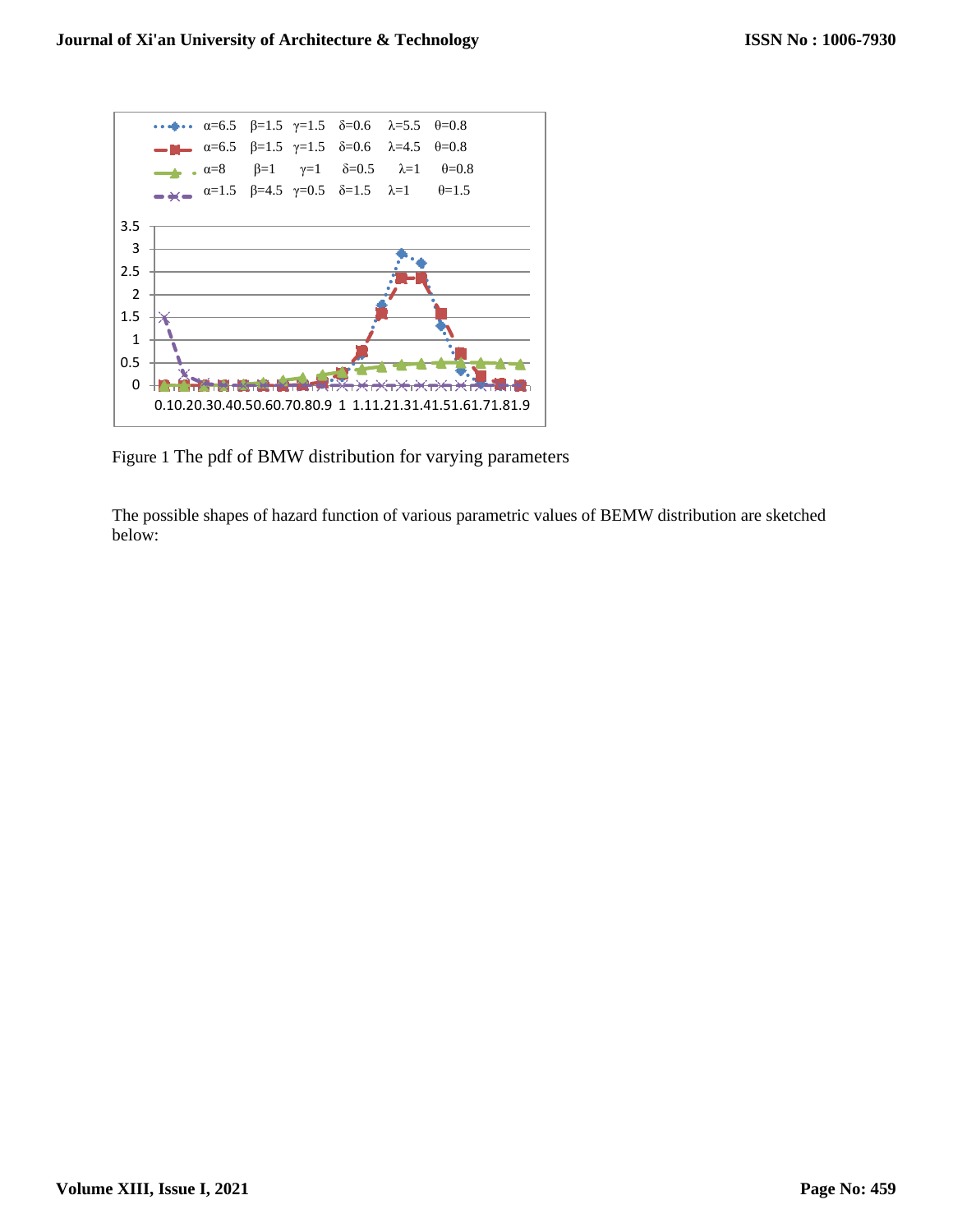α=6.5 β=1.5 γ=1.5 δ=0.6 λ=5.5 θ=0.8

α=6.5 β=1.5 γ=1.5 δ=0.6 λ=4.5 θ=0.8

α=8 β=1 γ=1 δ=0.5 λ=1 θ=0.8

α=1.5 β=4.5 γ=0.5 δ=1.5 λ=1 θ=1.5

3.5
3
2.5
2
1.5
1
0.5
0

0.10.20.30.40.50.60.70.80.9 1 1.11.21.31.41.51.61.71.81.9

Figure 1 The pdf of BMW distribution for varying parameters

The possible shapes of hazard function of various parametric values of BEMW distribution are sketched below: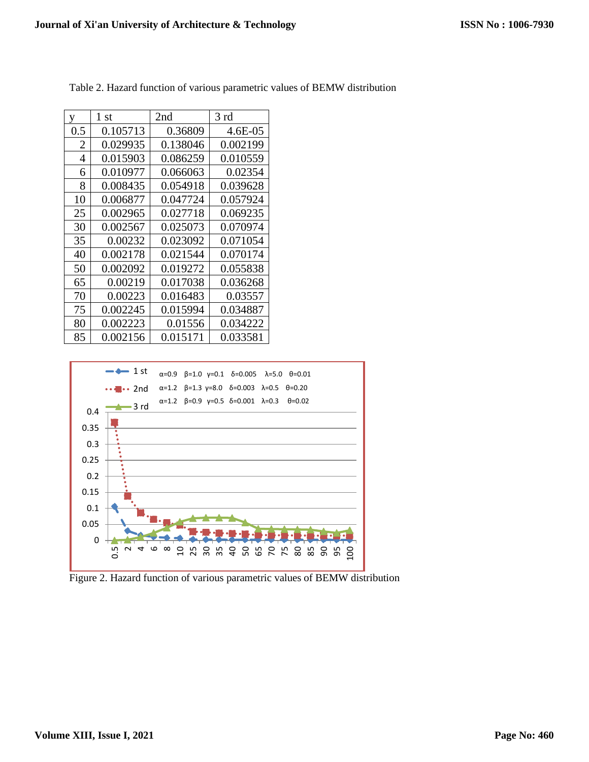Table 2. Hazard function of various parametric values of BEMW distribution

| y | 1 st | 2nd | 3 rd |
|---|---|---|---|
| 0.5 | 0.105713 | 0.36809 | 4.6E-05 |
| 2 | 0.029935 | 0.138046 | 0.002199 |
| 4 | 0.015903 | 0.086259 | 0.010559 |
| 6 | 0.010977 | 0.066063 | 0.02354 |
| 8 | 0.008435 | 0.054918 | 0.039628 |
| 10 | 0.006877 | 0.047724 | 0.057924 |
| 25 | 0.002965 | 0.027718 | 0.069235 |
| 30 | 0.002567 | 0.025073 | 0.070974 |
| 35 | 0.00232 | 0.023092 | 0.071054 |
| 40 | 0.002178 | 0.021544 | 0.070174 |
| 50 | 0.002092 | 0.019272 | 0.055838 |
| 65 | 0.00219 | 0.017038 | 0.036268 |
| 70 | 0.00223 | 0.016483 | 0.03557 |
| 75 | 0.002245 | 0.015994 | 0.034887 |
| 80 | 0.002223 | 0.01556 | 0.034222 |
| 85 | 0.002156 | 0.015171 | 0.033581 |

1 st α=0.9 β=1.0 γ=0.1 δ=0.005 λ=5.0 θ=0.01

2nd α=1.2 β=1.3 γ=8.0 δ=0.003 λ=0.5 θ=0.20

3 rd α=1.2 β=0.9 γ=0.5 δ=0.001 λ=0.3 θ=0.02

0.4
0.35
0.3
0.25
0.2
0.15
0.1
0.05
0

0.5 2 4 6 8 10 25 30 35 40 50 65 70 75 80 85 90 95 100

Figure 2. Hazard function of various parametric values of BEMW distribution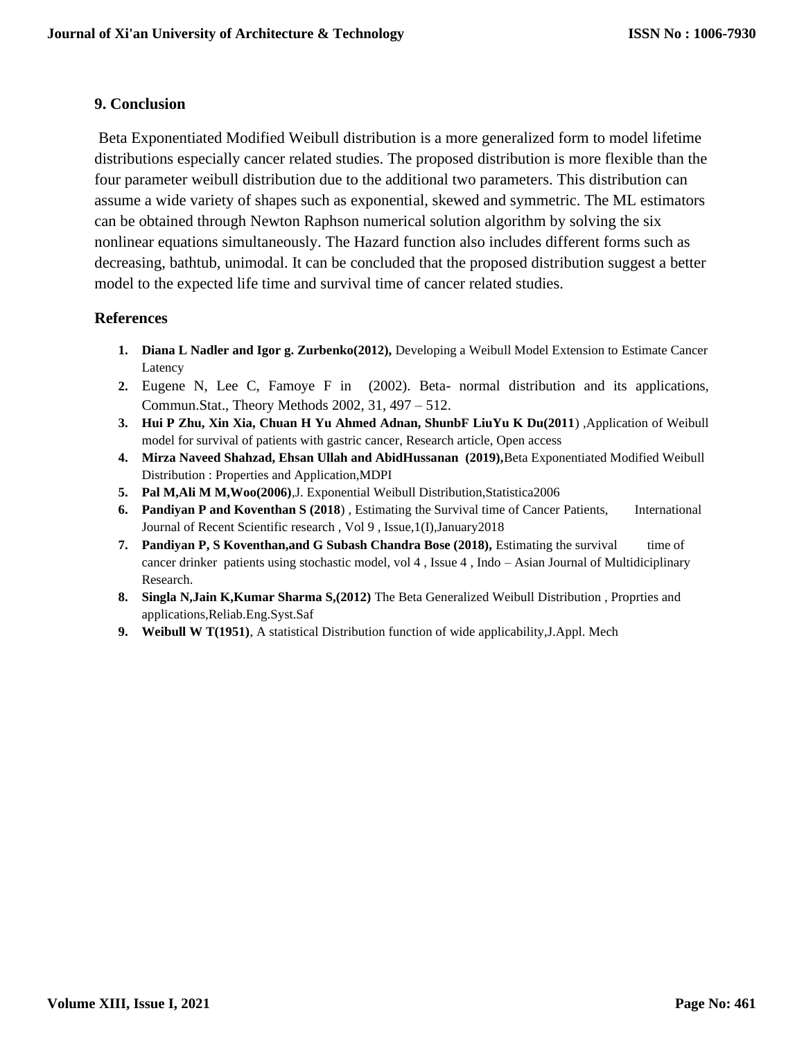## 9. Conclusion

Beta Exponentiated Modified Weibull distribution is a more generalized form to model lifetime distributions especially cancer related studies. The proposed distribution is more flexible than the four parameter weibull distribution due to the additional two parameters. This distribution can assume a wide variety of shapes such as exponential, skewed and symmetric. The ML estimators can be obtained through Newton Raphson numerical solution algorithm by solving the six nonlinear equations simultaneously. The Hazard function also includes different forms such as decreasing, bathtub, unimodal. It can be concluded that the proposed distribution suggest a better model to the expected life time and survival time of cancer related studies.

## References

1. **Diana L Nadler and Igor g. Zurbenko(2012),** Developing a Weibull Model Extension to Estimate Cancer Latency
2. Eugene N, Lee C, Famoye F in (2002). Beta- normal distribution and its applications, Commun.Stat., Theory Methods 2002, 31, 497 – 512.
3. **Hui P Zhu, Xin Xia, Chuan H Yu Ahmed Adnan, ShunbF LiuYu K Du(2011**) ,Application of Weibull model for survival of patients with gastric cancer, Research article, Open access
4. **Mirza Naveed Shahzad, Ehsan Ullah and AbidHussanan (2019),**Beta Exponentiated Modified Weibull Distribution : Properties and Application,MDPI
5. **Pal M,Ali M M,Woo(2006)**,J. Exponential Weibull Distribution,Statistica2006
6. **Pandiyan P and Koventhan S (2018**) , Estimating the Survival time of Cancer Patients, International Journal of Recent Scientific research , Vol 9 , Issue,1(I),January2018
7. **Pandiyan P, S Koventhan,and G Subash Chandra Bose (2018),** Estimating the survival time of cancer drinker patients using stochastic model, vol 4 , Issue 4 , Indo – Asian Journal of Multidiciplinary Research.
8. **Singla N,Jain K,Kumar Sharma S,(2012)** The Beta Generalized Weibull Distribution , Proprties and applications,Reliab.Eng.Syst.Saf
9. **Weibull W T(1951)**, A statistical Distribution function of wide applicability,J.Appl. Mech